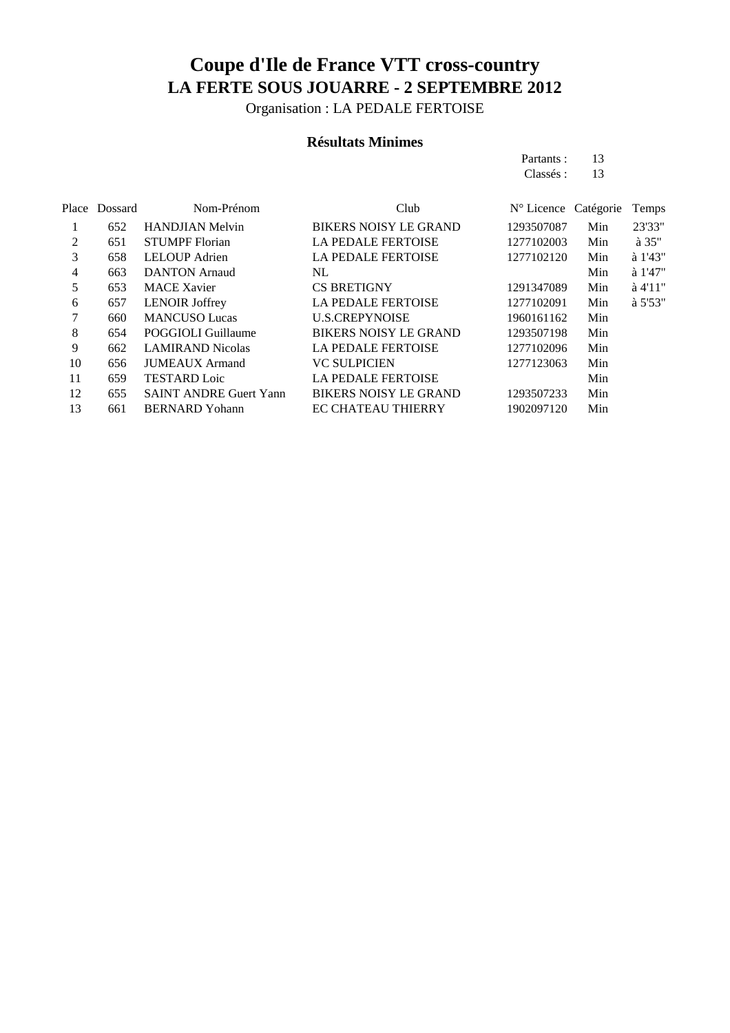# Coupe d'Ile de France VTT cross-country

## LA FERTE SOUS JOUARRE - 2 SEPTEMBRE 2012

Organisation : LA PEDALE FERTOISE

### Résultats Minimes

Partants : 13
Classés : 13

| Place | Dossard | Nom-Prénom | Club | N° Licence | Catégorie | Temps |
|---|---|---|---|---|---|---|
| 1 | 652 | HANDJIAN Melvin | BIKERS NOISY LE GRAND | 1293507087 | Min | 23'33" |
| 2 | 651 | STUMPF Florian | LA PEDALE FERTOISE | 1277102003 | Min | à 35" |
| 3 | 658 | LELOUP Adrien | LA PEDALE FERTOISE | 1277102120 | Min | à 1'43" |
| 4 | 663 | DANTON Arnaud | NL | | Min | à 1'47" |
| 5 | 653 | MACE Xavier | CS BRETIGNY | 1291347089 | Min | à 4'11" |
| 6 | 657 | LENOIR Joffrey | LA PEDALE FERTOISE | 1277102091 | Min | à 5'53" |
| 7 | 660 | MANCUSO Lucas | U.S.CREPYNOISE | 1960161162 | Min | |
| 8 | 654 | POGGIOLI Guillaume | BIKERS NOISY LE GRAND | 1293507198 | Min | |
| 9 | 662 | LAMIRAND Nicolas | LA PEDALE FERTOISE | 1277102096 | Min | |
| 10 | 656 | JUMEAUX Armand | VC SULPICIEN | 1277123063 | Min | |
| 11 | 659 | TESTARD Loic | LA PEDALE FERTOISE | | Min | |
| 12 | 655 | SAINT ANDRE Guert Yann | BIKERS NOISY LE GRAND | 1293507233 | Min | |
| 13 | 661 | BERNARD Yohann | EC CHATEAU THIERRY | 1902097120 | Min | |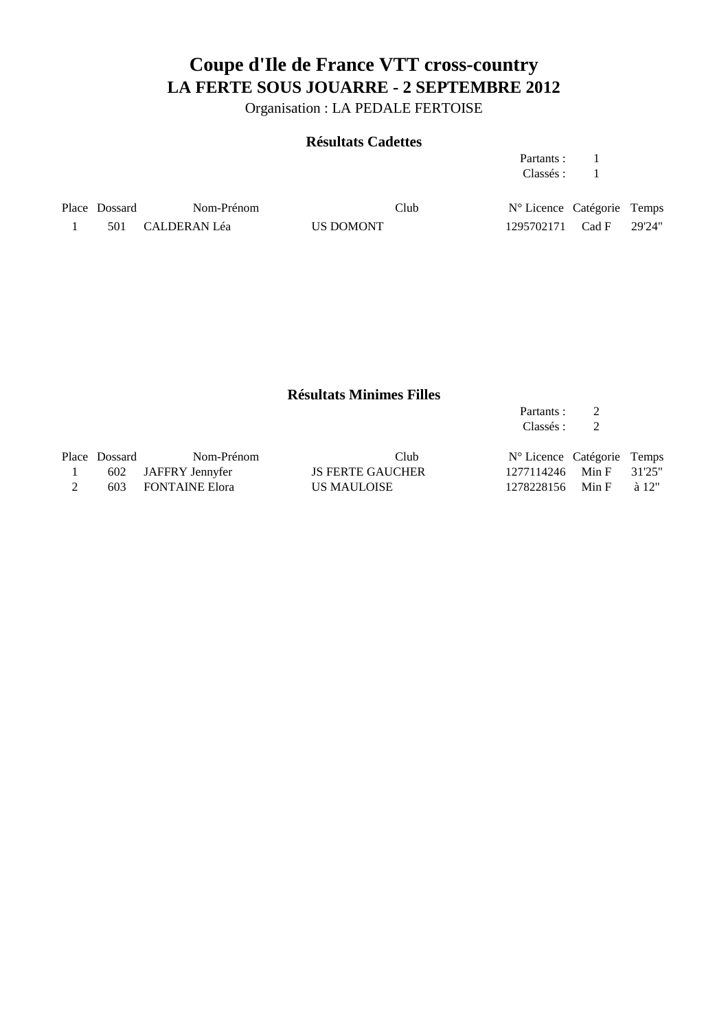# Coupe d'Ile de France VTT cross-country

## LA FERTE SOUS JOUARRE - 2 SEPTEMBRE 2012

Organisation : LA PEDALE FERTOISE

### Résultats Cadettes

Partants : 1
Classés : 1

| Place | Dossard | Nom-Prénom | Club | N° Licence | Catégorie | Temps |
|---|---|---|---|---|---|---|
| 1 | 501 | CALDERAN Léa | US DOMONT | 1295702171 | Cad F | 29'24" |

### Résultats Minimes Filles

Partants : 2
Classés : 2

| Place | Dossard | Nom-Prénom | Club | N° Licence | Catégorie | Temps |
|---|---|---|---|---|---|---|
| 1 | 602 | JAFFRY Jennyfer | JS FERTE GAUCHER | 1277114246 | Min F | 31'25" |
| 2 | 603 | FONTAINE Elora | US MAULOISE | 1278228156 | Min F | à 12" |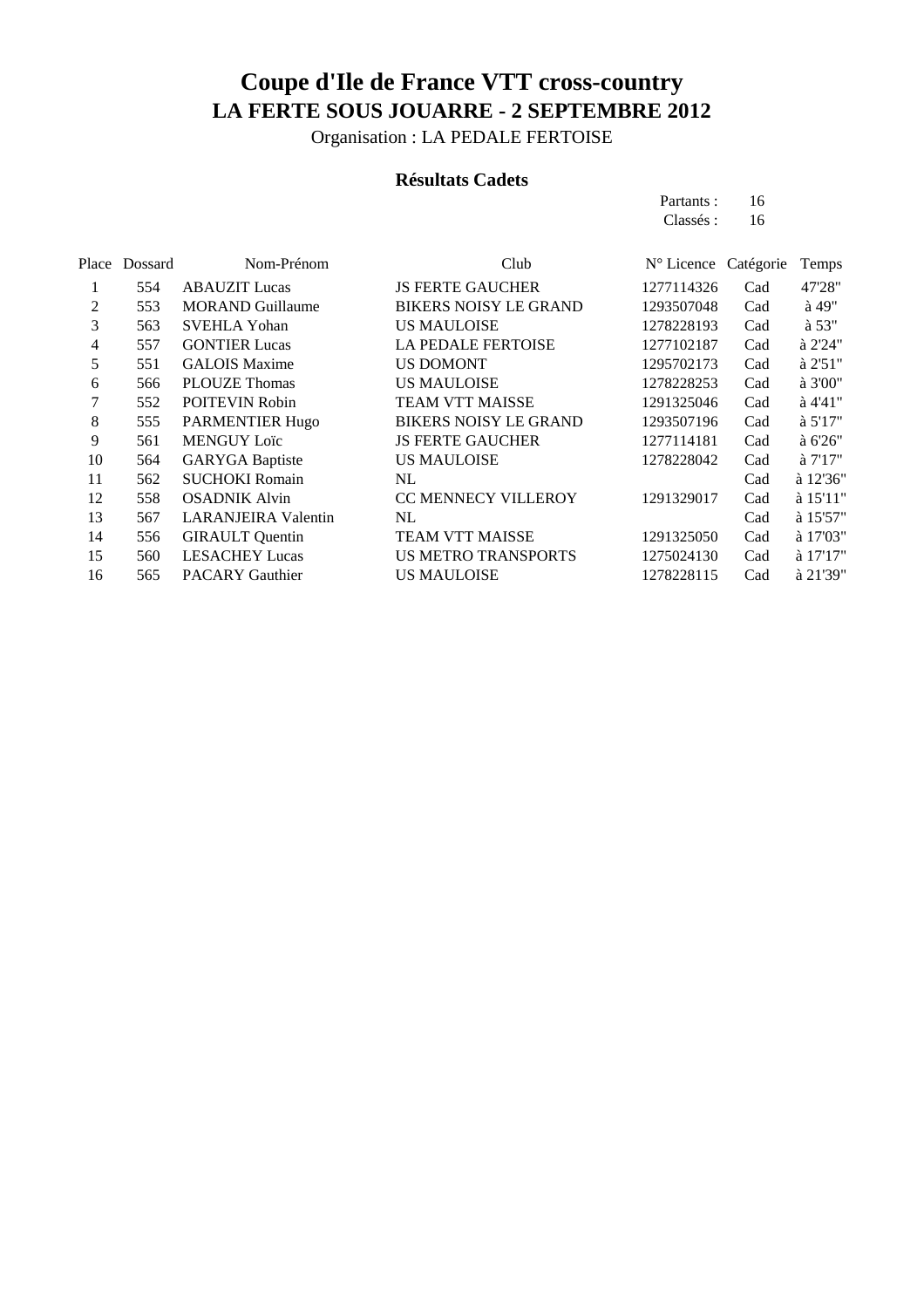# Coupe d'Ile de France VTT cross-country

## LA FERTE SOUS JOUARRE - 2 SEPTEMBRE 2012

Organisation : LA PEDALE FERTOISE

### Résultats Cadets

Partants : 16
Classés : 16

| Place | Dossard | Nom-Prénom | Club | N° Licence | Catégorie | Temps |
|---|---|---|---|---|---|---|
| 1 | 554 | ABAUZIT Lucas | JS FERTE GAUCHER | 1277114326 | Cad | 47'28" |
| 2 | 553 | MORAND Guillaume | BIKERS NOISY LE GRAND | 1293507048 | Cad | à 49" |
| 3 | 563 | SVEHLA Yohan | US MAULOISE | 1278228193 | Cad | à 53" |
| 4 | 557 | GONTIER Lucas | LA PEDALE FERTOISE | 1277102187 | Cad | à 2'24" |
| 5 | 551 | GALOIS Maxime | US DOMONT | 1295702173 | Cad | à 2'51" |
| 6 | 566 | PLOUZE Thomas | US MAULOISE | 1278228253 | Cad | à 3'00" |
| 7 | 552 | POITEVIN Robin | TEAM VTT MAISSE | 1291325046 | Cad | à 4'41" |
| 8 | 555 | PARMENTIER Hugo | BIKERS NOISY LE GRAND | 1293507196 | Cad | à 5'17" |
| 9 | 561 | MENGUY Loïc | JS FERTE GAUCHER | 1277114181 | Cad | à 6'26" |
| 10 | 564 | GARYGA Baptiste | US MAULOISE | 1278228042 | Cad | à 7'17" |
| 11 | 562 | SUCHOKI Romain | NL | | Cad | à 12'36" |
| 12 | 558 | OSADNIK Alvin | CC MENNECY VILLEROY | 1291329017 | Cad | à 15'11" |
| 13 | 567 | LARANJEIRA Valentin | NL | | Cad | à 15'57" |
| 14 | 556 | GIRAULT Quentin | TEAM VTT MAISSE | 1291325050 | Cad | à 17'03" |
| 15 | 560 | LESACHEY Lucas | US METRO TRANSPORTS | 1275024130 | Cad | à 17'17" |
| 16 | 565 | PACARY Gauthier | US MAULOISE | 1278228115 | Cad | à 21'39" |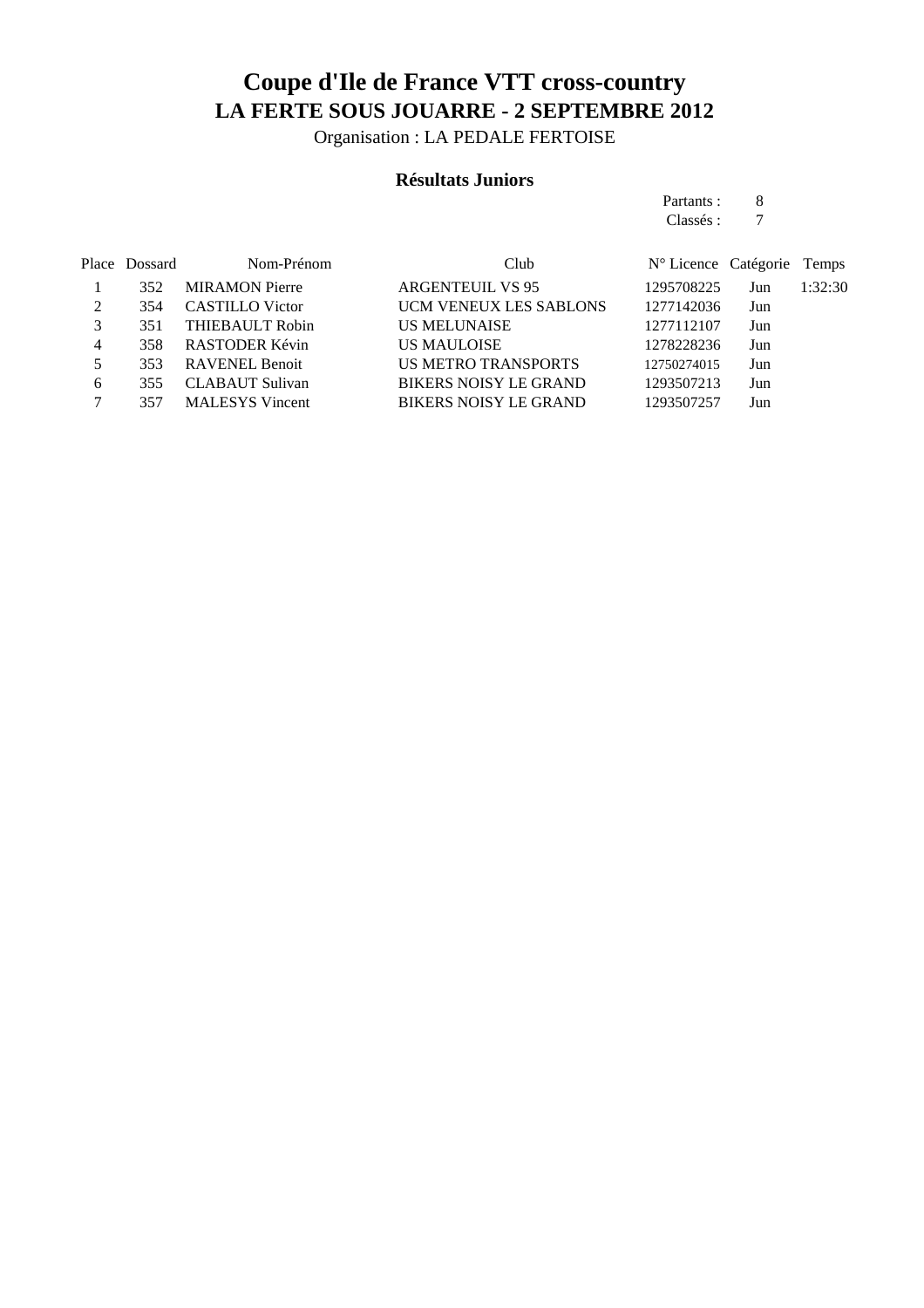# Coupe d'Ile de France VTT cross-country

## LA FERTE SOUS JOUARRE - 2 SEPTEMBRE 2012

Organisation : LA PEDALE FERTOISE

### Résultats Juniors

Partants : 8
Classés : 7

| Place | Dossard | Nom-Prénom | Club | N° Licence | Catégorie | Temps |
|---|---|---|---|---|---|---|
| 1 | 352 | MIRAMON Pierre | ARGENTEUIL VS 95 | 1295708225 | Jun | 1:32:30 |
| 2 | 354 | CASTILLO Victor | UCM VENEUX LES SABLONS | 1277142036 | Jun | |
| 3 | 351 | THIEBAULT Robin | US MELUNAISE | 1277112107 | Jun | |
| 4 | 358 | RASTODER Kévin | US MAULOISE | 1278228236 | Jun | |
| 5 | 353 | RAVENEL Benoit | US METRO TRANSPORTS | 12750274015 | Jun | |
| 6 | 355 | CLABAUT Sulivan | BIKERS NOISY LE GRAND | 1293507213 | Jun | |
| 7 | 357 | MALESYS Vincent | BIKERS NOISY LE GRAND | 1293507257 | Jun | |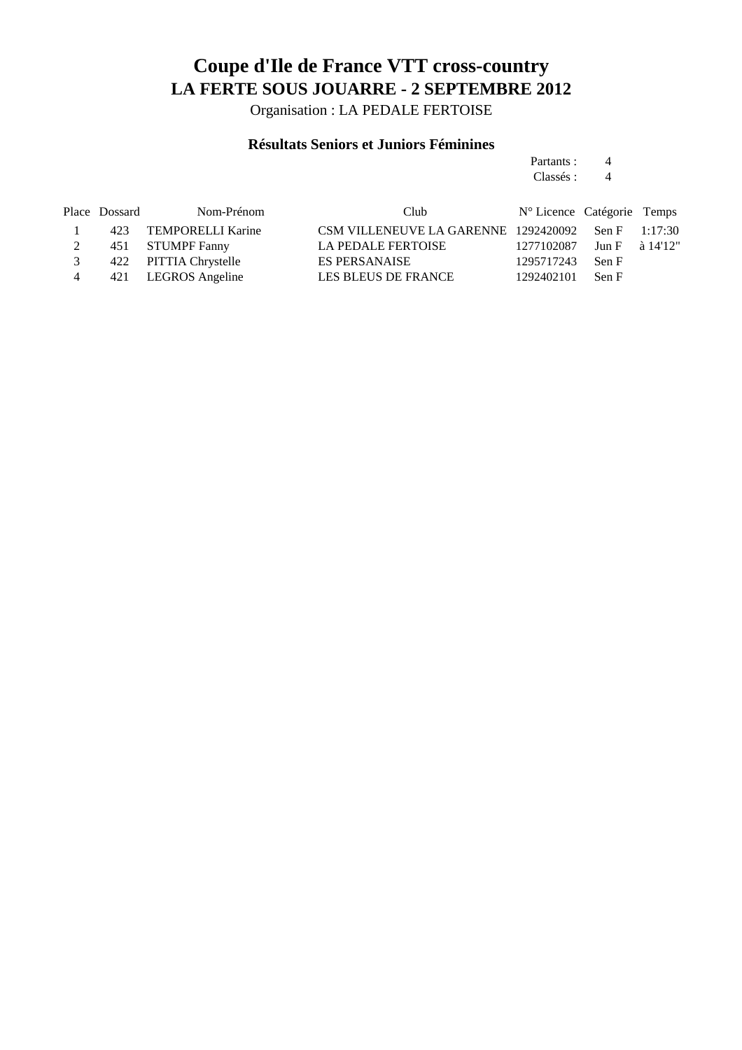# Coupe d'Ile de France VTT cross-country

## LA FERTE SOUS JOUARRE - 2 SEPTEMBRE 2012

Organisation : LA PEDALE FERTOISE

### Résultats Seniors et Juniors Féminines

Partants : 4
Classés : 4

| Place | Dossard | Nom-Prénom | Club | N° Licence | Catégorie | Temps |
|---|---|---|---|---|---|---|
| 1 | 423 | TEMPORELLI Karine | CSM VILLENEUVE LA GARENNE | 1292420092 | Sen F | 1:17:30 |
| 2 | 451 | STUMPF Fanny | LA PEDALE FERTOISE | 1277102087 | Jun F | à 14'12" |
| 3 | 422 | PITTIA Chrystelle | ES PERSANAISE | 1295717243 | Sen F | |
| 4 | 421 | LEGROS Angeline | LES BLEUS DE FRANCE | 1292402101 | Sen F | |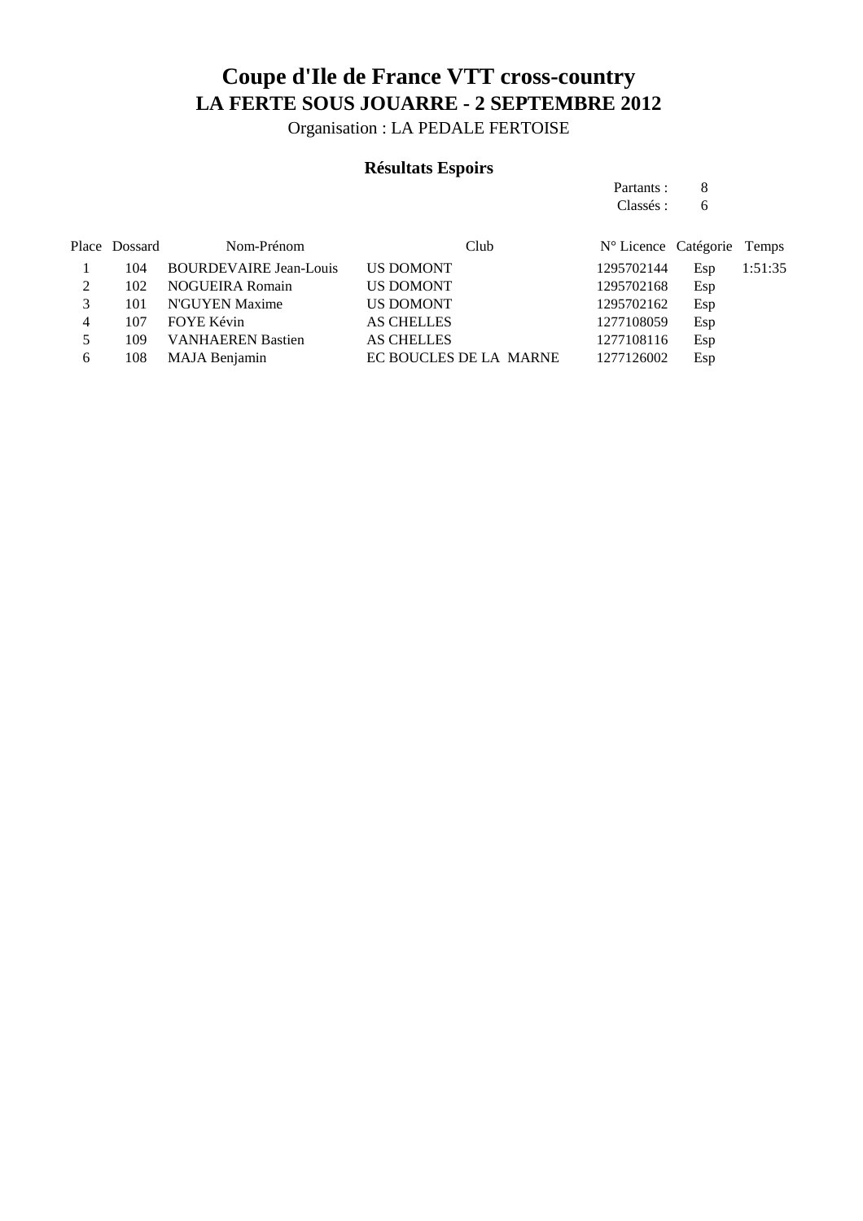# Coupe d'Ile de France VTT cross-country

## LA FERTE SOUS JOUARRE - 2 SEPTEMBRE 2012

Organisation : LA PEDALE FERTOISE

### Résultats Espoirs

Partants : 8
Classés : 6

| Place | Dossard | Nom-Prénom | Club | N° Licence | Catégorie | Temps |
|---|---|---|---|---|---|---|
| 1 | 104 | BOURDEVAIRE Jean-Louis | US DOMONT | 1295702144 | Esp | 1:51:35 |
| 2 | 102 | NOGUEIRA Romain | US DOMONT | 1295702168 | Esp | |
| 3 | 101 | N'GUYEN Maxime | US DOMONT | 1295702162 | Esp | |
| 4 | 107 | FOYE Kévin | AS CHELLES | 1277108059 | Esp | |
| 5 | 109 | VANHAEREN Bastien | AS CHELLES | 1277108116 | Esp | |
| 6 | 108 | MAJA Benjamin | EC BOUCLES DE LA MARNE | 1277126002 | Esp | |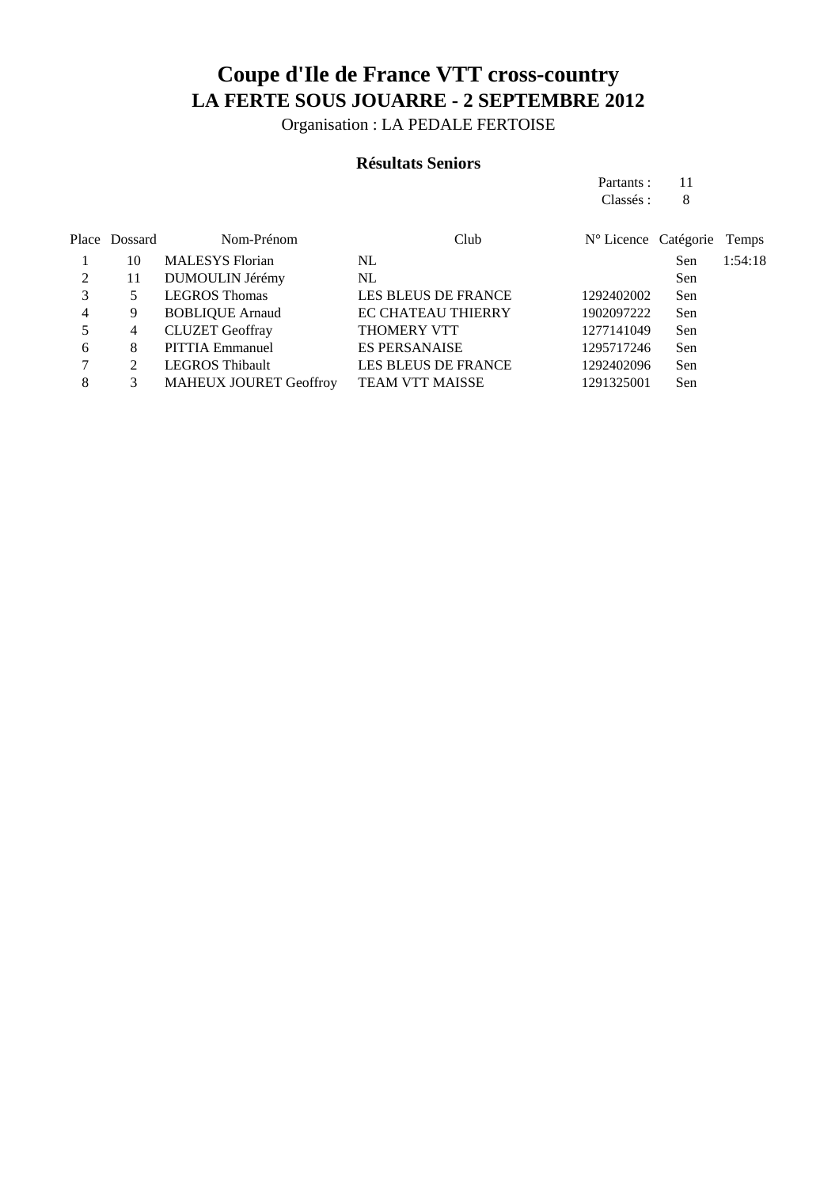# Coupe d'Ile de France VTT cross-country

## LA FERTE SOUS JOUARRE - 2 SEPTEMBRE 2012

Organisation : LA PEDALE FERTOISE

### Résultats Seniors

Partants : 11
Classés : 8

| Place | Dossard | Nom-Prénom | Club | N° Licence | Catégorie | Temps |
|---|---|---|---|---|---|---|
| 1 | 10 | MALESYS Florian | NL | | Sen | 1:54:18 |
| 2 | 11 | DUMOULIN Jérémy | NL | | Sen | |
| 3 | 5 | LEGROS Thomas | LES BLEUS DE FRANCE | 1292402002 | Sen | |
| 4 | 9 | BOBLIQUE Arnaud | EC CHATEAU THIERRY | 1902097222 | Sen | |
| 5 | 4 | CLUZET Geoffray | THOMERY VTT | 1277141049 | Sen | |
| 6 | 8 | PITTIA Emmanuel | ES PERSANAISE | 1295717246 | Sen | |
| 7 | 2 | LEGROS Thibault | LES BLEUS DE FRANCE | 1292402096 | Sen | |
| 8 | 3 | MAHEUX JOURET Geoffroy | TEAM VTT MAISSE | 1291325001 | Sen | |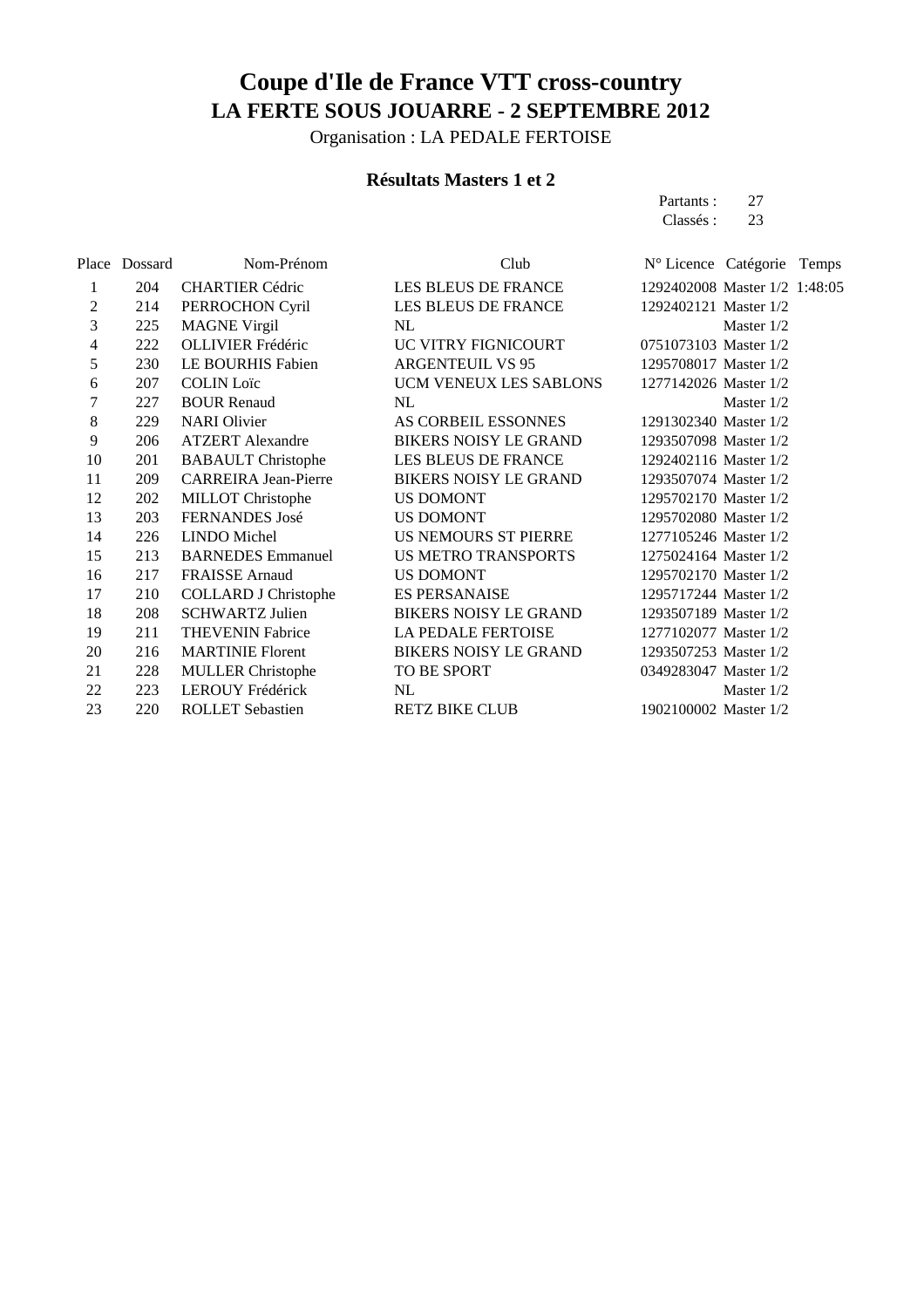# Coupe d'Ile de France VTT cross-country

## LA FERTE SOUS JOUARRE - 2 SEPTEMBRE 2012

Organisation : LA PEDALE FERTOISE

### Résultats Masters 1 et 2

Partants : 27
Classés : 23

| Place | Dossard | Nom-Prénom | Club | N° Licence | Catégorie | Temps |
|---|---|---|---|---|---|---|
| 1 | 204 | CHARTIER Cédric | LES BLEUS DE FRANCE | 1292402008 | Master 1/2 | 1:48:05 |
| 2 | 214 | PERROCHON Cyril | LES BLEUS DE FRANCE | 1292402121 | Master 1/2 | |
| 3 | 225 | MAGNE Virgil | NL | | Master 1/2 | |
| 4 | 222 | OLLIVIER Frédéric | UC VITRY FIGNICOURT | 0751073103 | Master 1/2 | |
| 5 | 230 | LE BOURHIS Fabien | ARGENTEUIL VS 95 | 1295708017 | Master 1/2 | |
| 6 | 207 | COLIN Loïc | UCM VENEUX LES SABLONS | 1277142026 | Master 1/2 | |
| 7 | 227 | BOUR Renaud | NL | | Master 1/2 | |
| 8 | 229 | NARI Olivier | AS CORBEIL ESSONNES | 1291302340 | Master 1/2 | |
| 9 | 206 | ATZERT Alexandre | BIKERS NOISY LE GRAND | 1293507098 | Master 1/2 | |
| 10 | 201 | BABAULT Christophe | LES BLEUS DE FRANCE | 1292402116 | Master 1/2 | |
| 11 | 209 | CARREIRA Jean-Pierre | BIKERS NOISY LE GRAND | 1293507074 | Master 1/2 | |
| 12 | 202 | MILLOT Christophe | US DOMONT | 1295702170 | Master 1/2 | |
| 13 | 203 | FERNANDES José | US DOMONT | 1295702080 | Master 1/2 | |
| 14 | 226 | LINDO Michel | US NEMOURS ST PIERRE | 1277105246 | Master 1/2 | |
| 15 | 213 | BARNEDES Emmanuel | US METRO TRANSPORTS | 1275024164 | Master 1/2 | |
| 16 | 217 | FRAISSE Arnaud | US DOMONT | 1295702170 | Master 1/2 | |
| 17 | 210 | COLLARD J Christophe | ES PERSANAISE | 1295717244 | Master 1/2 | |
| 18 | 208 | SCHWARTZ Julien | BIKERS NOISY LE GRAND | 1293507189 | Master 1/2 | |
| 19 | 211 | THEVENIN Fabrice | LA PEDALE FERTOISE | 1277102077 | Master 1/2 | |
| 20 | 216 | MARTINIE Florent | BIKERS NOISY LE GRAND | 1293507253 | Master 1/2 | |
| 21 | 228 | MULLER Christophe | TO BE SPORT | 0349283047 | Master 1/2 | |
| 22 | 223 | LEROUY Frédérick | NL | | Master 1/2 | |
| 23 | 220 | ROLLET Sebastien | RETZ BIKE CLUB | 1902100002 | Master 1/2 | |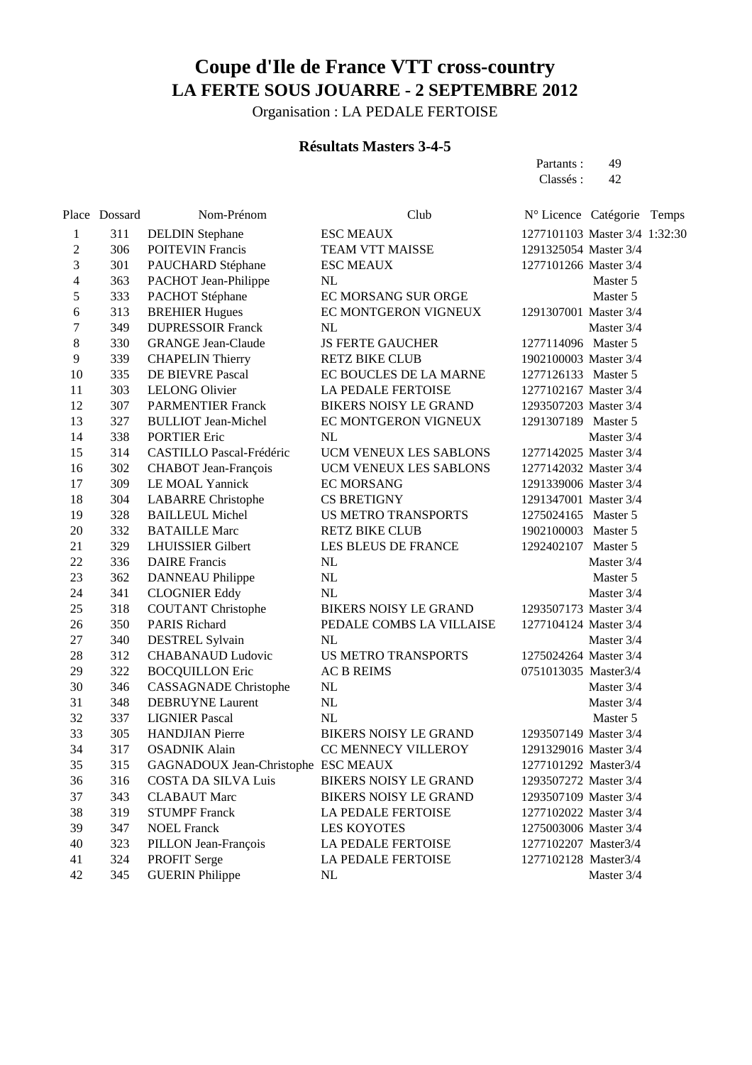# Coupe d'Ile de France VTT cross-country
## LA FERTE SOUS JOUARRE - 2 SEPTEMBRE 2012

Organisation : LA PEDALE FERTOISE

### Résultats Masters 3-4-5

Partants : 49
Classés : 42

| Place | Dossard | Nom-Prénom | Club | N° Licence | Catégorie | Temps |
|---|---|---|---|---|---|---|
| 1 | 311 | DELDIN Stephane | ESC MEAUX | 1277101103 | Master 3/4 | 1:32:30 |
| 2 | 306 | POITEVIN Francis | TEAM VTT MAISSE | 1291325054 | Master 3/4 | |
| 3 | 301 | PAUCHARD Stéphane | ESC MEAUX | 1277101266 | Master 3/4 | |
| 4 | 363 | PACHOT Jean-Philippe | NL | | Master 5 | |
| 5 | 333 | PACHOT Stéphane | EC MORSANG SUR ORGE | | Master 5 | |
| 6 | 313 | BREHIER Hugues | EC MONTGERON VIGNEUX | 1291307001 | Master 3/4 | |
| 7 | 349 | DUPRESSOIR Franck | NL | | Master 3/4 | |
| 8 | 330 | GRANGE Jean-Claude | JS FERTE GAUCHER | 1277114096 | Master 5 | |
| 9 | 339 | CHAPELIN Thierry | RETZ BIKE CLUB | 1902100003 | Master 3/4 | |
| 10 | 335 | DE BIEVRE Pascal | EC BOUCLES DE LA MARNE | 1277126133 | Master 5 | |
| 11 | 303 | LELONG Olivier | LA PEDALE FERTOISE | 1277102167 | Master 3/4 | |
| 12 | 307 | PARMENTIER Franck | BIKERS NOISY LE GRAND | 1293507203 | Master 3/4 | |
| 13 | 327 | BULLIOT Jean-Michel | EC MONTGERON VIGNEUX | 1291307189 | Master 5 | |
| 14 | 338 | PORTIER Eric | NL | | Master 3/4 | |
| 15 | 314 | CASTILLO Pascal-Frédéric | UCM VENEUX LES SABLONS | 1277142025 | Master 3/4 | |
| 16 | 302 | CHABOT Jean-François | UCM VENEUX LES SABLONS | 1277142032 | Master 3/4 | |
| 17 | 309 | LE MOAL Yannick | EC MORSANG | 1291339006 | Master 3/4 | |
| 18 | 304 | LABARRE Christophe | CS BRETIGNY | 1291347001 | Master 3/4 | |
| 19 | 328 | BAILLEUL Michel | US METRO TRANSPORTS | 1275024165 | Master 5 | |
| 20 | 332 | BATAILLE Marc | RETZ BIKE CLUB | 1902100003 | Master 5 | |
| 21 | 329 | LHUISSIER Gilbert | LES BLEUS DE FRANCE | 1292402107 | Master 5 | |
| 22 | 336 | DAIRE Francis | NL | | Master 3/4 | |
| 23 | 362 | DANNEAU Philippe | NL | | Master 5 | |
| 24 | 341 | CLOGNIER Eddy | NL | | Master 3/4 | |
| 25 | 318 | COUTANT Christophe | BIKERS NOISY LE GRAND | 1293507173 | Master 3/4 | |
| 26 | 350 | PARIS Richard | PEDALE COMBS LA VILLAISE | 1277104124 | Master 3/4 | |
| 27 | 340 | DESTREL Sylvain | NL | | Master 3/4 | |
| 28 | 312 | CHABANAUD Ludovic | US METRO TRANSPORTS | 1275024264 | Master 3/4 | |
| 29 | 322 | BOCQUILLON Eric | AC B REIMS | 0751013035 | Master3/4 | |
| 30 | 346 | CASSAGNADE Christophe | NL | | Master 3/4 | |
| 31 | 348 | DEBRUYNE Laurent | NL | | Master 3/4 | |
| 32 | 337 | LIGNIER Pascal | NL | | Master 5 | |
| 33 | 305 | HANDJIAN Pierre | BIKERS NOISY LE GRAND | 1293507149 | Master 3/4 | |
| 34 | 317 | OSADNIK Alain | CC MENNECY VILLEROY | 1291329016 | Master 3/4 | |
| 35 | 315 | GAGNADOUX Jean-Christophe | ESC MEAUX | 1277101292 | Master3/4 | |
| 36 | 316 | COSTA DA SILVA Luis | BIKERS NOISY LE GRAND | 1293507272 | Master 3/4 | |
| 37 | 343 | CLABAUT Marc | BIKERS NOISY LE GRAND | 1293507109 | Master 3/4 | |
| 38 | 319 | STUMPF Franck | LA PEDALE FERTOISE | 1277102022 | Master 3/4 | |
| 39 | 347 | NOEL Franck | LES KOYOTES | 1275003006 | Master 3/4 | |
| 40 | 323 | PILLON Jean-François | LA PEDALE FERTOISE | 1277102207 | Master3/4 | |
| 41 | 324 | PROFIT Serge | LA PEDALE FERTOISE | 1277102128 | Master3/4 | |
| 42 | 345 | GUERIN Philippe | NL | | Master 3/4 | |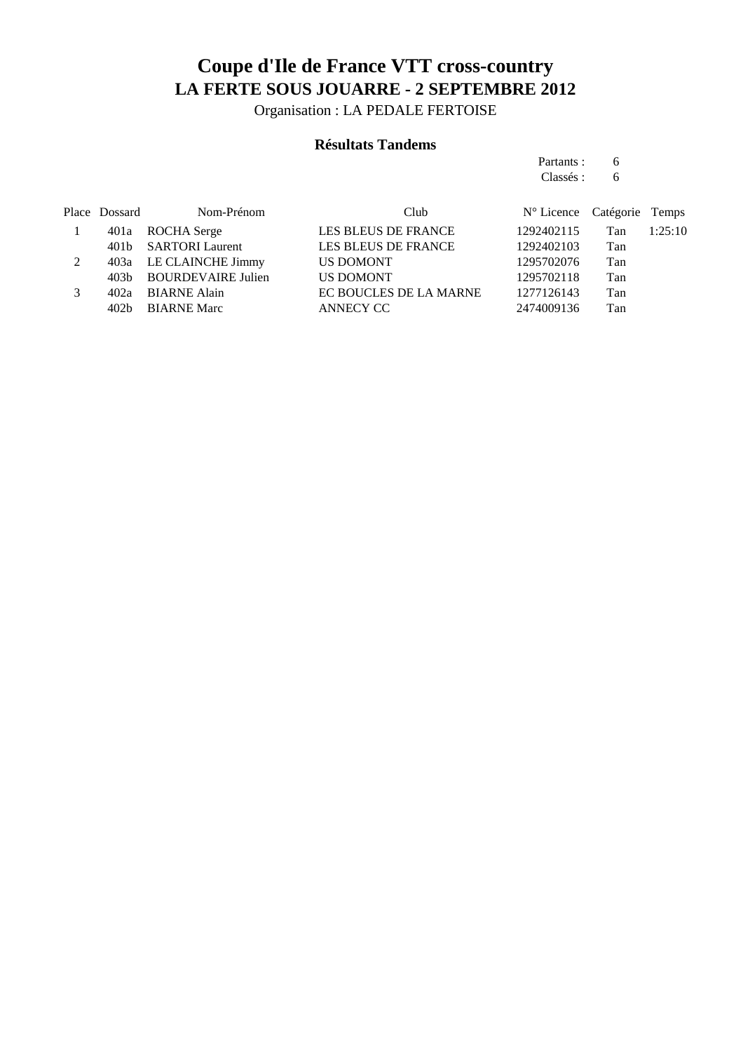# Coupe d'Ile de France VTT cross-country
## LA FERTE SOUS JOUARRE - 2 SEPTEMBRE 2012

Organisation : LA PEDALE FERTOISE

### Résultats Tandems

Partants : 6
Classés : 6

| Place | Dossard | Nom-Prénom | Club | N° Licence | Catégorie | Temps |
|---|---|---|---|---|---|---|
| 1 | 401a | ROCHA Serge | LES BLEUS DE FRANCE | 1292402115 | Tan | 1:25:10 |
| | 401b | SARTORI Laurent | LES BLEUS DE FRANCE | 1292402103 | Tan | |
| 2 | 403a | LE CLAINCHE Jimmy | US DOMONT | 1295702076 | Tan | |
| | 403b | BOURDEVAIRE Julien | US DOMONT | 1295702118 | Tan | |
| 3 | 402a | BIARNE Alain | EC BOUCLES DE LA MARNE | 1277126143 | Tan | |
| | 402b | BIARNE Marc | ANNECY CC | 2474009136 | Tan | |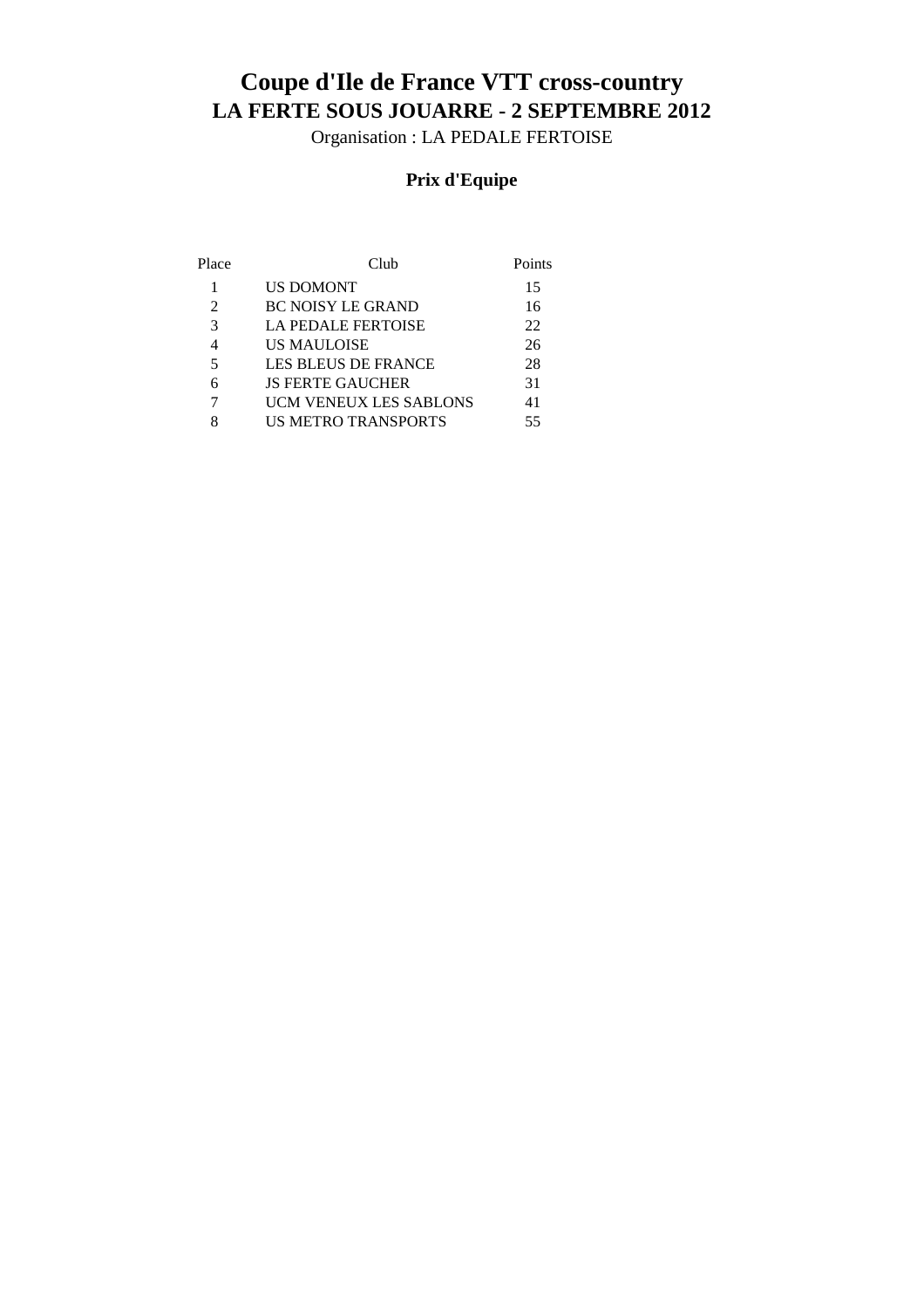# Coupe d'Ile de France VTT cross-country

## LA FERTE SOUS JOUARRE - 2 SEPTEMBRE 2012

Organisation : LA PEDALE FERTOISE

### Prix d'Equipe

| Place | Club | Points |
|---|---|---|
| 1 | US DOMONT | 15 |
| 2 | BC NOISY LE GRAND | 16 |
| 3 | LA PEDALE FERTOISE | 22 |
| 4 | US MAULOISE | 26 |
| 5 | LES BLEUS DE FRANCE | 28 |
| 6 | JS FERTE GAUCHER | 31 |
| 7 | UCM VENEUX LES SABLONS | 41 |
| 8 | US METRO TRANSPORTS | 55 |